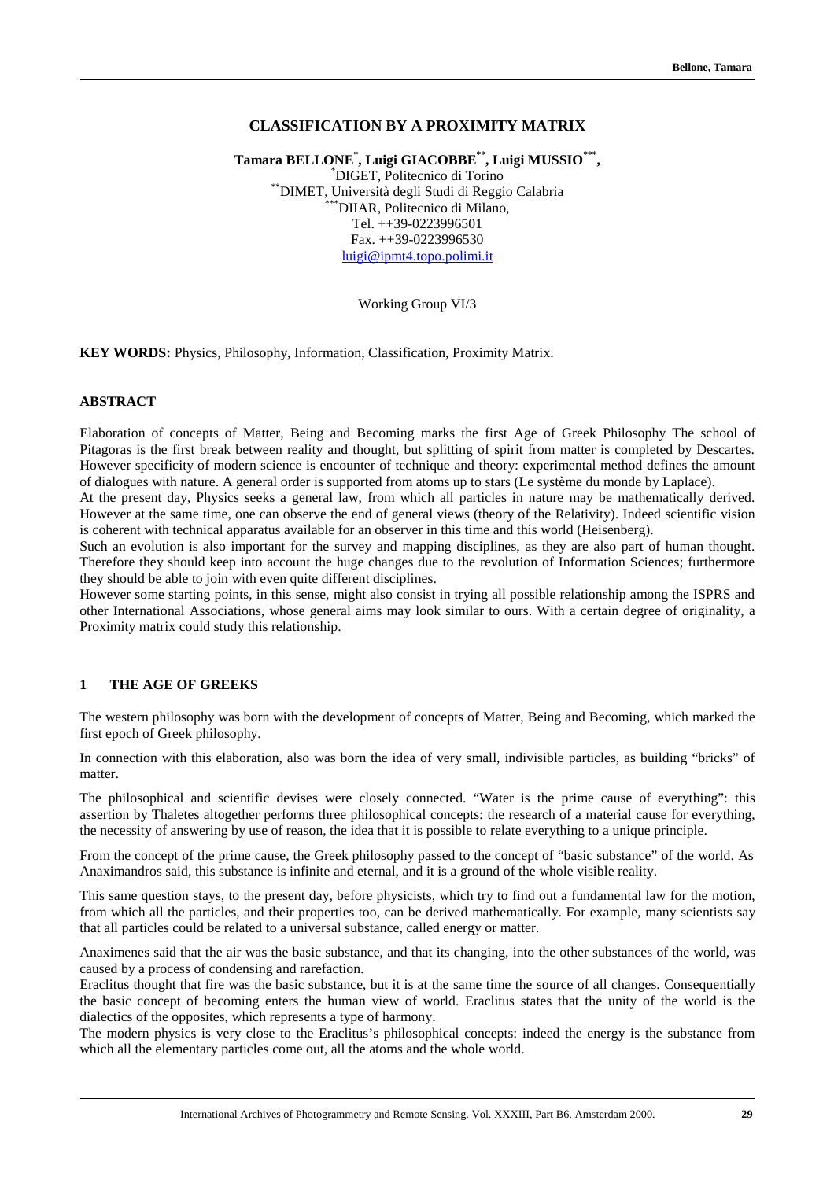# CLASSIFICATION BY A PROXIMITY MATRIX

**Tamara BELLONE[*], Luigi GIACOBBE[**], Luigi MUSSIO[***],**

[*]DIGET, Politecnico di Torino
[**]DIMET, Università degli Studi di Reggio Calabria
[***]DIIAR, Politecnico di Milano,
Tel. ++39-0223996501
Fax. ++39-0223996530
luigi@ipmt4.topo.polimi.it

Working Group VI/3

**KEY WORDS:** Physics, Philosophy, Information, Classification, Proximity Matrix.

## ABSTRACT

Elaboration of concepts of Matter, Being and Becoming marks the first Age of Greek Philosophy The school of Pitagoras is the first break between reality and thought, but splitting of spirit from matter is completed by Descartes. However specificity of modern science is encounter of technique and theory: experimental method defines the amount of dialogues with nature. A general order is supported from atoms up to stars (Le système du monde by Laplace).

At the present day, Physics seeks a general law, from which all particles in nature may be mathematically derived. However at the same time, one can observe the end of general views (theory of the Relativity). Indeed scientific vision is coherent with technical apparatus available for an observer in this time and this world (Heisenberg).

Such an evolution is also important for the survey and mapping disciplines, as they are also part of human thought. Therefore they should keep into account the huge changes due to the revolution of Information Sciences; furthermore they should be able to join with even quite different disciplines.

However some starting points, in this sense, might also consist in trying all possible relationship among the ISPRS and other International Associations, whose general aims may look similar to ours. With a certain degree of originality, a Proximity matrix could study this relationship.

## 1 THE AGE OF GREEKS

The western philosophy was born with the development of concepts of Matter, Being and Becoming, which marked the first epoch of Greek philosophy.

In connection with this elaboration, also was born the idea of very small, indivisible particles, as building "bricks" of matter.

The philosophical and scientific devises were closely connected. "Water is the prime cause of everything": this assertion by Thaletes altogether performs three philosophical concepts: the research of a material cause for everything, the necessity of answering by use of reason, the idea that it is possible to relate everything to a unique principle.

From the concept of the prime cause, the Greek philosophy passed to the concept of "basic substance" of the world. As Anaximandros said, this substance is infinite and eternal, and it is a ground of the whole visible reality.

This same question stays, to the present day, before physicists, which try to find out a fundamental law for the motion, from which all the particles, and their properties too, can be derived mathematically. For example, many scientists say that all particles could be related to a universal substance, called energy or matter.

Anaximenes said that the air was the basic substance, and that its changing, into the other substances of the world, was caused by a process of condensing and rarefaction.

Eraclitus thought that fire was the basic substance, but it is at the same time the source of all changes. Consequentially the basic concept of becoming enters the human view of world. Eraclitus states that the unity of the world is the dialectics of the opposites, which represents a type of harmony.

The modern physics is very close to the Eraclitus's philosophical concepts: indeed the energy is the substance from which all the elementary particles come out, all the atoms and the whole world.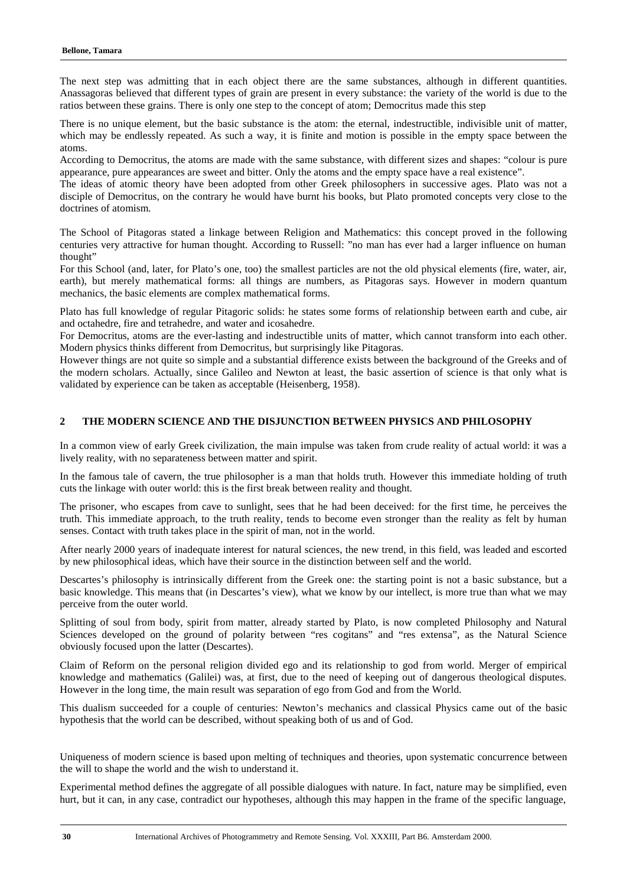The next step was admitting that in each object there are the same substances, although in different quantities. Anassagoras believed that different types of grain are present in every substance: the variety of the world is due to the ratios between these grains. There is only one step to the concept of atom; Democritus made this step

There is no unique element, but the basic substance is the atom: the eternal, indestructible, indivisible unit of matter, which may be endlessly repeated. As such a way, it is finite and motion is possible in the empty space between the atoms.

According to Democritus, the atoms are made with the same substance, with different sizes and shapes: "colour is pure appearance, pure appearances are sweet and bitter. Only the atoms and the empty space have a real existence".

The ideas of atomic theory have been adopted from other Greek philosophers in successive ages. Plato was not a disciple of Democritus, on the contrary he would have burnt his books, but Plato promoted concepts very close to the doctrines of atomism.

The School of Pitagoras stated a linkage between Religion and Mathematics: this concept proved in the following centuries very attractive for human thought. According to Russell: "no man has ever had a larger influence on human thought"

For this School (and, later, for Plato's one, too) the smallest particles are not the old physical elements (fire, water, air, earth), but merely mathematical forms: all things are numbers, as Pitagoras says. However in modern quantum mechanics, the basic elements are complex mathematical forms.

Plato has full knowledge of regular Pitagoric solids: he states some forms of relationship between earth and cube, air and octahedre, fire and tetrahedre, and water and icosahedre.

For Democritus, atoms are the ever-lasting and indestructible units of matter, which cannot transform into each other. Modern physics thinks different from Democritus, but surprisingly like Pitagoras.

However things are not quite so simple and a substantial difference exists between the background of the Greeks and of the modern scholars. Actually, since Galileo and Newton at least, the basic assertion of science is that only what is validated by experience can be taken as acceptable (Heisenberg, 1958).

## 2 THE MODERN SCIENCE AND THE DISJUNCTION BETWEEN PHYSICS AND PHILOSOPHY

In a common view of early Greek civilization, the main impulse was taken from crude reality of actual world: it was a lively reality, with no separateness between matter and spirit.

In the famous tale of cavern, the true philosopher is a man that holds truth. However this immediate holding of truth cuts the linkage with outer world: this is the first break between reality and thought.

The prisoner, who escapes from cave to sunlight, sees that he had been deceived: for the first time, he perceives the truth. This immediate approach, to the truth reality, tends to become even stronger than the reality as felt by human senses. Contact with truth takes place in the spirit of man, not in the world.

After nearly 2000 years of inadequate interest for natural sciences, the new trend, in this field, was leaded and escorted by new philosophical ideas, which have their source in the distinction between self and the world.

Descartes's philosophy is intrinsically different from the Greek one: the starting point is not a basic substance, but a basic knowledge. This means that (in Descartes's view), what we know by our intellect, is more true than what we may perceive from the outer world.

Splitting of soul from body, spirit from matter, already started by Plato, is now completed Philosophy and Natural Sciences developed on the ground of polarity between "res cogitans" and "res extensa", as the Natural Science obviously focused upon the latter (Descartes).

Claim of Reform on the personal religion divided ego and its relationship to god from world. Merger of empirical knowledge and mathematics (Galilei) was, at first, due to the need of keeping out of dangerous theological disputes. However in the long time, the main result was separation of ego from God and from the World.

This dualism succeeded for a couple of centuries: Newton's mechanics and classical Physics came out of the basic hypothesis that the world can be described, without speaking both of us and of God.

Uniqueness of modern science is based upon melting of techniques and theories, upon systematic concurrence between the will to shape the world and the wish to understand it.

Experimental method defines the aggregate of all possible dialogues with nature. In fact, nature may be simplified, even hurt, but it can, in any case, contradict our hypotheses, although this may happen in the frame of the specific language,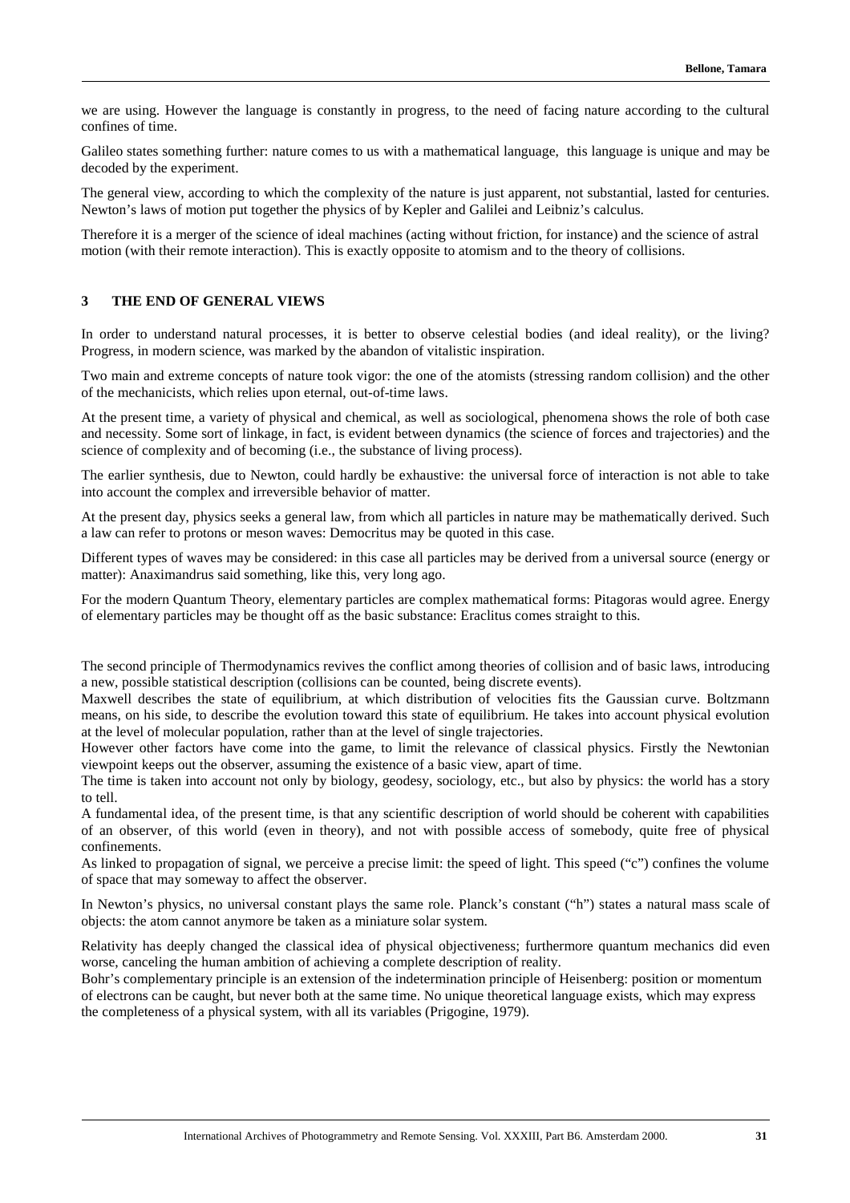we are using. However the language is constantly in progress, to the need of facing nature according to the cultural confines of time.

Galileo states something further: nature comes to us with a mathematical language, this language is unique and may be decoded by the experiment.

The general view, according to which the complexity of the nature is just apparent, not substantial, lasted for centuries. Newton's laws of motion put together the physics of by Kepler and Galilei and Leibniz's calculus.

Therefore it is a merger of the science of ideal machines (acting without friction, for instance) and the science of astral motion (with their remote interaction). This is exactly opposite to atomism and to the theory of collisions.

## 3 THE END OF GENERAL VIEWS

In order to understand natural processes, it is better to observe celestial bodies (and ideal reality), or the living? Progress, in modern science, was marked by the abandon of vitalistic inspiration.

Two main and extreme concepts of nature took vigor: the one of the atomists (stressing random collision) and the other of the mechanicists, which relies upon eternal, out-of-time laws.

At the present time, a variety of physical and chemical, as well as sociological, phenomena shows the role of both case and necessity. Some sort of linkage, in fact, is evident between dynamics (the science of forces and trajectories) and the science of complexity and of becoming (i.e., the substance of living process).

The earlier synthesis, due to Newton, could hardly be exhaustive: the universal force of interaction is not able to take into account the complex and irreversible behavior of matter.

At the present day, physics seeks a general law, from which all particles in nature may be mathematically derived. Such a law can refer to protons or meson waves: Democritus may be quoted in this case.

Different types of waves may be considered: in this case all particles may be derived from a universal source (energy or matter): Anaximandrus said something, like this, very long ago.

For the modern Quantum Theory, elementary particles are complex mathematical forms: Pitagoras would agree. Energy of elementary particles may be thought off as the basic substance: Eraclitus comes straight to this.

The second principle of Thermodynamics revives the conflict among theories of collision and of basic laws, introducing a new, possible statistical description (collisions can be counted, being discrete events).

Maxwell describes the state of equilibrium, at which distribution of velocities fits the Gaussian curve. Boltzmann means, on his side, to describe the evolution toward this state of equilibrium. He takes into account physical evolution at the level of molecular population, rather than at the level of single trajectories.

However other factors have come into the game, to limit the relevance of classical physics. Firstly the Newtonian viewpoint keeps out the observer, assuming the existence of a basic view, apart of time.

The time is taken into account not only by biology, geodesy, sociology, etc., but also by physics: the world has a story to tell.

A fundamental idea, of the present time, is that any scientific description of world should be coherent with capabilities of an observer, of this world (even in theory), and not with possible access of somebody, quite free of physical confinements.

As linked to propagation of signal, we perceive a precise limit: the speed of light. This speed ("c") confines the volume of space that may someway to affect the observer.

In Newton's physics, no universal constant plays the same role. Planck's constant ("h") states a natural mass scale of objects: the atom cannot anymore be taken as a miniature solar system.

Relativity has deeply changed the classical idea of physical objectiveness; furthermore quantum mechanics did even worse, canceling the human ambition of achieving a complete description of reality.

Bohr's complementary principle is an extension of the indetermination principle of Heisenberg: position or momentum of electrons can be caught, but never both at the same time. No unique theoretical language exists, which may express the completeness of a physical system, with all its variables (Prigogine, 1979).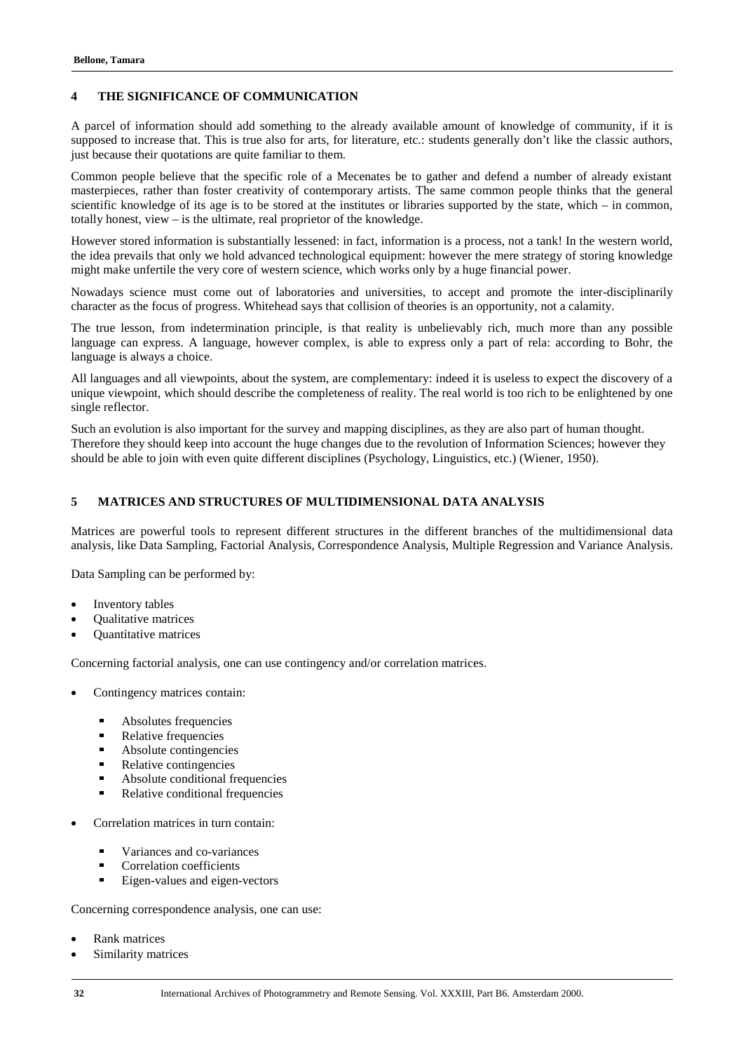## 4 THE SIGNIFICANCE OF COMMUNICATION

A parcel of information should add something to the already available amount of knowledge of community, if it is supposed to increase that. This is true also for arts, for literature, etc.: students generally don't like the classic authors, just because their quotations are quite familiar to them.

Common people believe that the specific role of a Mecenates be to gather and defend a number of already existant masterpieces, rather than foster creativity of contemporary artists. The same common people thinks that the general scientific knowledge of its age is to be stored at the institutes or libraries supported by the state, which – in common, totally honest, view – is the ultimate, real proprietor of the knowledge.

However stored information is substantially lessened: in fact, information is a process, not a tank! In the western world, the idea prevails that only we hold advanced technological equipment: however the mere strategy of storing knowledge might make unfertile the very core of western science, which works only by a huge financial power.

Nowadays science must come out of laboratories and universities, to accept and promote the inter-disciplinarily character as the focus of progress. Whitehead says that collision of theories is an opportunity, not a calamity.

The true lesson, from indetermination principle, is that reality is unbelievably rich, much more than any possible language can express. A language, however complex, is able to express only a part of rela: according to Bohr, the language is always a choice.

All languages and all viewpoints, about the system, are complementary: indeed it is useless to expect the discovery of a unique viewpoint, which should describe the completeness of reality. The real world is too rich to be enlightened by one single reflector.

Such an evolution is also important for the survey and mapping disciplines, as they are also part of human thought. Therefore they should keep into account the huge changes due to the revolution of Information Sciences; however they should be able to join with even quite different disciplines (Psychology, Linguistics, etc.) (Wiener, 1950).

## 5 MATRICES AND STRUCTURES OF MULTIDIMENSIONAL DATA ANALYSIS

Matrices are powerful tools to represent different structures in the different branches of the multidimensional data analysis, like Data Sampling, Factorial Analysis, Correspondence Analysis, Multiple Regression and Variance Analysis.

Data Sampling can be performed by:

- Inventory tables
- Qualitative matrices
- Quantitative matrices

Concerning factorial analysis, one can use contingency and/or correlation matrices.

- Contingency matrices contain:
  - Absolutes frequencies
  - Relative frequencies
  - Absolute contingencies
  - Relative contingencies
  - Absolute conditional frequencies
  - Relative conditional frequencies
- Correlation matrices in turn contain:
  - Variances and co-variances
  - Correlation coefficients
  - Eigen-values and eigen-vectors

Concerning correspondence analysis, one can use:

- Rank matrices
- Similarity matrices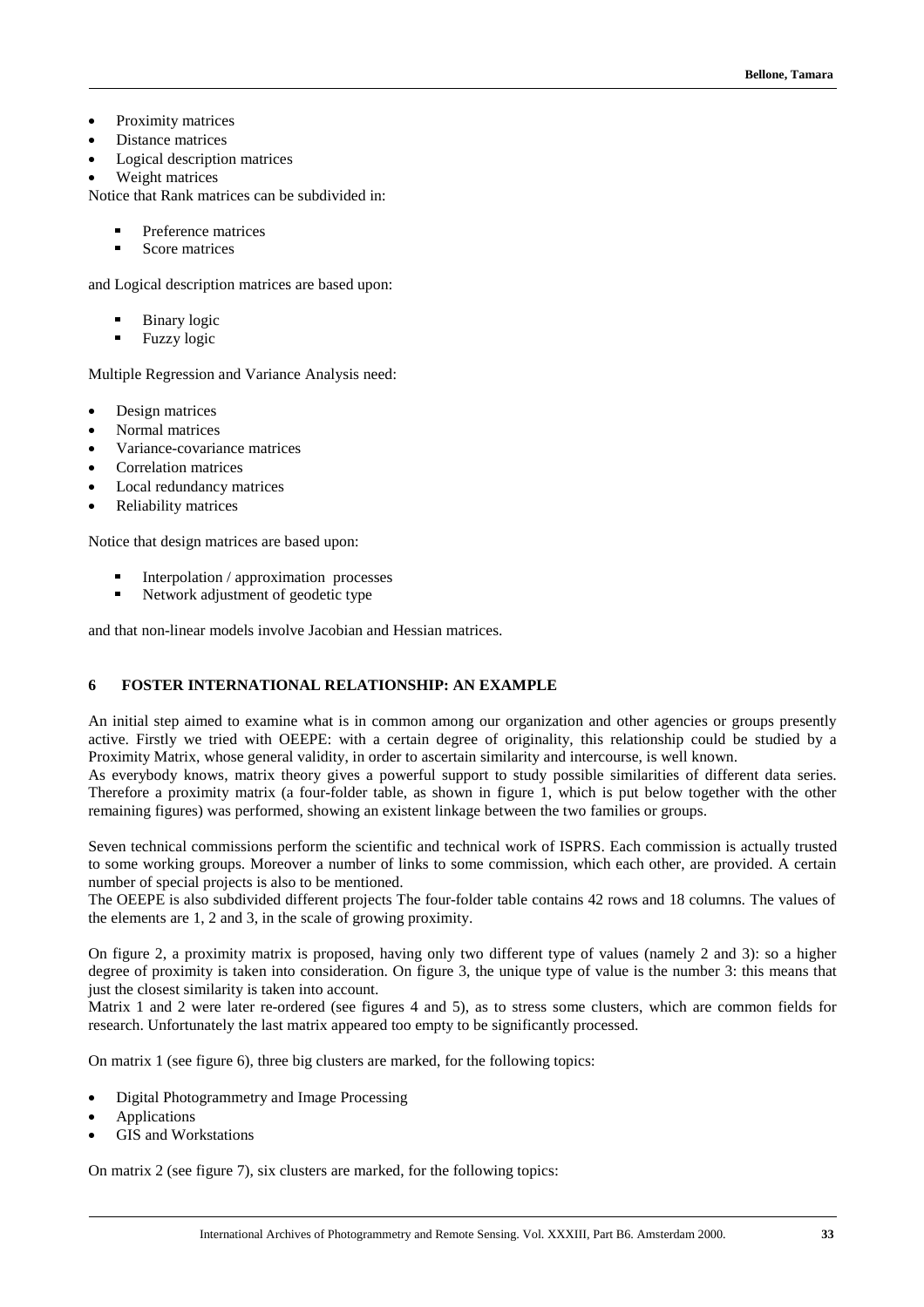- Proximity matrices
- Distance matrices
- Logical description matrices
- Weight matrices

Notice that Rank matrices can be subdivided in:

  - Preference matrices
  - Score matrices

and Logical description matrices are based upon:

  - Binary logic
  - Fuzzy logic

Multiple Regression and Variance Analysis need:

- Design matrices
- Normal matrices
- Variance-covariance matrices
- Correlation matrices
- Local redundancy matrices
- Reliability matrices

Notice that design matrices are based upon:

  - Interpolation / approximation processes
  - Network adjustment of geodetic type

and that non-linear models involve Jacobian and Hessian matrices.

## 6 FOSTER INTERNATIONAL RELATIONSHIP: AN EXAMPLE

An initial step aimed to examine what is in common among our organization and other agencies or groups presently active. Firstly we tried with OEEPE: with a certain degree of originality, this relationship could be studied by a Proximity Matrix, whose general validity, in order to ascertain similarity and intercourse, is well known.
As everybody knows, matrix theory gives a powerful support to study possible similarities of different data series. Therefore a proximity matrix (a four-folder table, as shown in figure 1, which is put below together with the other remaining figures) was performed, showing an existent linkage between the two families or groups.

Seven technical commissions perform the scientific and technical work of ISPRS. Each commission is actually trusted to some working groups. Moreover a number of links to some commission, which each other, are provided. A certain number of special projects is also to be mentioned.
The OEEPE is also subdivided different projects The four-folder table contains 42 rows and 18 columns. The values of the elements are 1, 2 and 3, in the scale of growing proximity.

On figure 2, a proximity matrix is proposed, having only two different type of values (namely 2 and 3): so a higher degree of proximity is taken into consideration. On figure 3, the unique type of value is the number 3: this means that just the closest similarity is taken into account.
Matrix 1 and 2 were later re-ordered (see figures 4 and 5), as to stress some clusters, which are common fields for research. Unfortunately the last matrix appeared too empty to be significantly processed.

On matrix 1 (see figure 6), three big clusters are marked, for the following topics:

- Digital Photogrammetry and Image Processing
- Applications
- GIS and Workstations

On matrix 2 (see figure 7), six clusters are marked, for the following topics: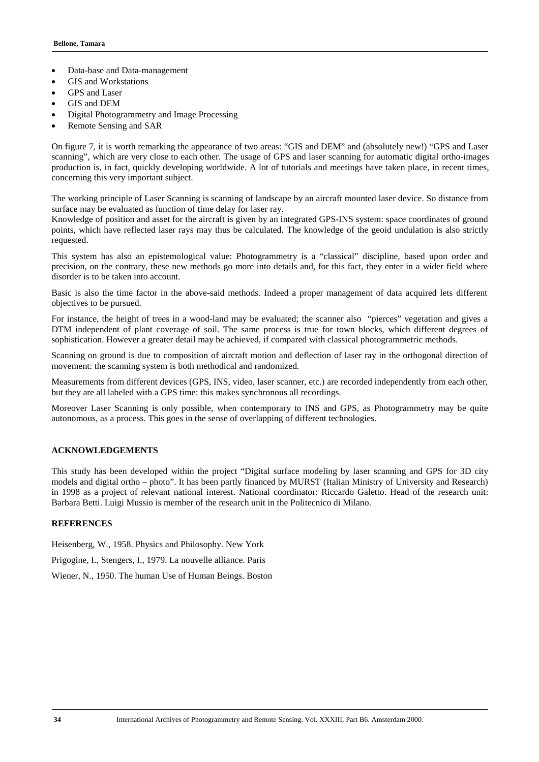- Data-base and Data-management
- GIS and Workstations
- GPS and Laser
- GIS and DEM
- Digital Photogrammetry and Image Processing
- Remote Sensing and SAR

On figure 7, it is worth remarking the appearance of two areas: "GIS and DEM" and (absolutely new!) "GPS and Laser scanning", which are very close to each other. The usage of GPS and laser scanning for automatic digital ortho-images production is, in fact, quickly developing worldwide. A lot of tutorials and meetings have taken place, in recent times, concerning this very important subject.

The working principle of Laser Scanning is scanning of landscape by an aircraft mounted laser device. So distance from surface may be evaluated as function of time delay for laser ray.
Knowledge of position and asset for the aircraft is given by an integrated GPS-INS system: space coordinates of ground points, which have reflected laser rays may thus be calculated. The knowledge of the geoid undulation is also strictly requested.

This system has also an epistemological value: Photogrammetry is a "classical" discipline, based upon order and precision, on the contrary, these new methods go more into details and, for this fact, they enter in a wider field where disorder is to be taken into account.

Basic is also the time factor in the above-said methods. Indeed a proper management of data acquired lets different objectives to be pursued.

For instance, the height of trees in a wood-land may be evaluated; the scanner also "pierces" vegetation and gives a DTM independent of plant coverage of soil. The same process is true for town blocks, which different degrees of sophistication. However a greater detail may be achieved, if compared with classical photogrammetric methods.

Scanning on ground is due to composition of aircraft motion and deflection of laser ray in the orthogonal direction of movement: the scanning system is both methodical and randomized.

Measurements from different devices (GPS, INS, video, laser scanner, etc.) are recorded independently from each other, but they are all labeled with a GPS time: this makes synchronous all recordings.

Moreover Laser Scanning is only possible, when contemporary to INS and GPS, as Photogrammetry may be quite autonomous, as a process. This goes in the sense of overlapping of different technologies.

## ACKNOWLEDGEMENTS

This study has been developed within the project "Digital surface modeling by laser scanning and GPS for 3D city models and digital ortho – photo". It has been partly financed by MURST (Italian Ministry of University and Research) in 1998 as a project of relevant national interest. National coordinator: Riccardo Galetto. Head of the research unit: Barbara Betti. Luigi Mussio is member of the research unit in the Politecnico di Milano.

## REFERENCES

Heisenberg, W., 1958. Physics and Philosophy. New York

Prigogine, I., Stengers, I., 1979. La nouvelle alliance. Paris

Wiener, N., 1950. The human Use of Human Beings. Boston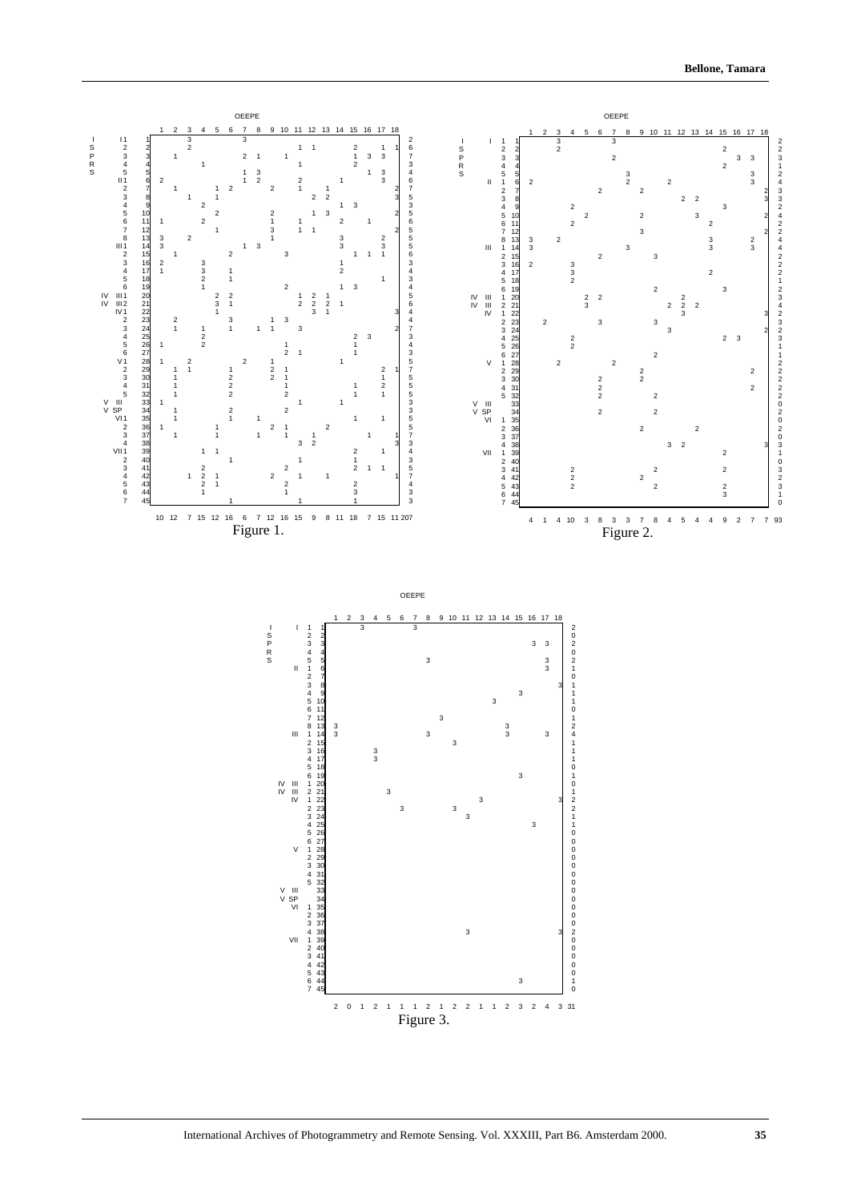Figure 1.

Figure 2.

Figure 3.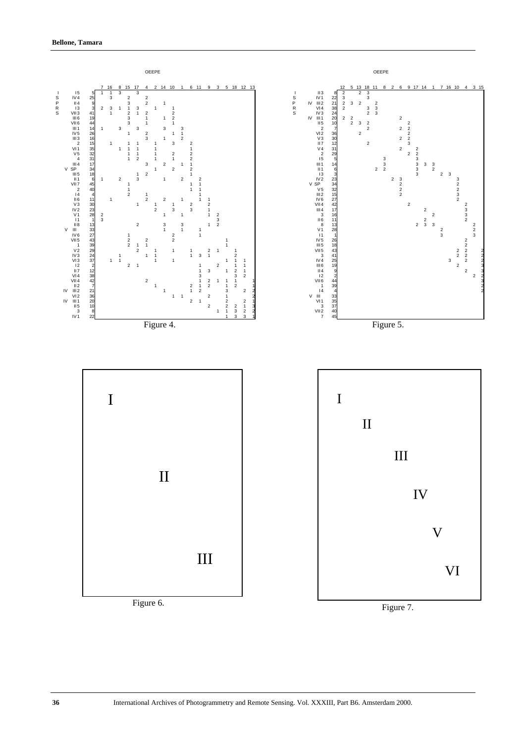OEEPE

Figure 4.

OEEPE

Figure 5.

I

II

III

Figure 6.

I

II

III

IV

V

VI

Figure 7.